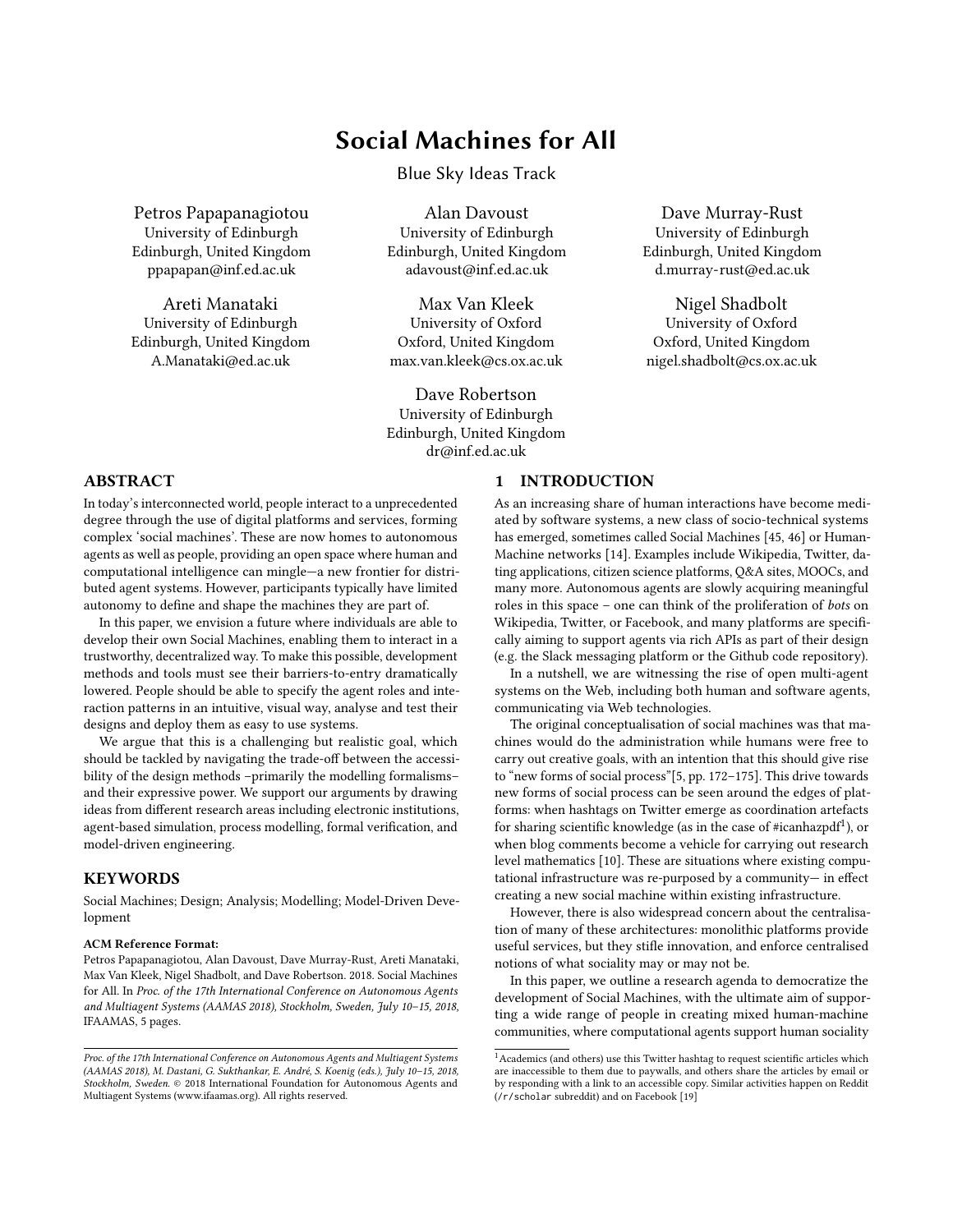# Social Machines for All

Blue Sky Ideas Track

Petros Papapanagiotou
University of Edinburgh
Edinburgh, United Kingdom
ppapapan@inf.ed.ac.uk

Alan Davoust
University of Edinburgh
Edinburgh, United Kingdom
adavoust@inf.ed.ac.uk

Dave Murray-Rust
University of Edinburgh
Edinburgh, United Kingdom
d.murray-rust@ed.ac.uk

Areti Manataki
University of Edinburgh
Edinburgh, United Kingdom
A.Manataki@ed.ac.uk

Max Van Kleek
University of Oxford
Oxford, United Kingdom
max.van.kleek@cs.ox.ac.uk

Nigel Shadbolt
University of Oxford
Oxford, United Kingdom
nigel.shadbolt@cs.ox.ac.uk

Dave Robertson
University of Edinburgh
Edinburgh, United Kingdom
dr@inf.ed.ac.uk

## ABSTRACT

In today's interconnected world, people interact to a unprecedented degree through the use of digital platforms and services, forming complex 'social machines'. These are now homes to autonomous agents as well as people, providing an open space where human and computational intelligence can mingle—a new frontier for distributed agent systems. However, participants typically have limited autonomy to define and shape the machines they are part of.

In this paper, we envision a future where individuals are able to develop their own Social Machines, enabling them to interact in a trustworthy, decentralized way. To make this possible, development methods and tools must see their barriers-to-entry dramatically lowered. People should be able to specify the agent roles and interaction patterns in an intuitive, visual way, analyse and test their designs and deploy them as easy to use systems.

We argue that this is a challenging but realistic goal, which should be tackled by navigating the trade-off between the accessibility of the design methods –primarily the modelling formalisms– and their expressive power. We support our arguments by drawing ideas from different research areas including electronic institutions, agent-based simulation, process modelling, formal verification, and model-driven engineering.

## KEYWORDS

Social Machines; Design; Analysis; Modelling; Model-Driven Development

**ACM Reference Format:**
Petros Papapanagiotou, Alan Davoust, Dave Murray-Rust, Areti Manataki, Max Van Kleek, Nigel Shadbolt, and Dave Robertson. 2018. Social Machines for All. In *Proc. of the 17th International Conference on Autonomous Agents and Multiagent Systems (AAMAS 2018), Stockholm, Sweden, July 10–15, 2018,* IFAAMAS, 5 pages.

*Proc. of the 17th International Conference on Autonomous Agents and Multiagent Systems (AAMAS 2018), M. Dastani, G. Sukthankar, E. André, S. Koenig (eds.), July 10–15, 2018, Stockholm, Sweden.* © 2018 International Foundation for Autonomous Agents and Multiagent Systems (www.ifaamas.org). All rights reserved.

## 1 INTRODUCTION

As an increasing share of human interactions have become mediated by software systems, a new class of socio-technical systems has emerged, sometimes called Social Machines [45, 46] or Human-Machine networks [14]. Examples include Wikipedia, Twitter, dating applications, citizen science platforms, Q&A sites, MOOCs, and many more. Autonomous agents are slowly acquiring meaningful roles in this space – one can think of the proliferation of *bots* on Wikipedia, Twitter, or Facebook, and many platforms are specifically aiming to support agents via rich APIs as part of their design (e.g. the Slack messaging platform or the Github code repository).

In a nutshell, we are witnessing the rise of open multi-agent systems on the Web, including both human and software agents, communicating via Web technologies.

The original conceptualisation of social machines was that machines would do the administration while humans were free to carry out creative goals, with an intention that this should give rise to "new forms of social process"[5, pp. 172–175]. This drive towards new forms of social process can be seen around the edges of platforms: when hashtags on Twitter emerge as coordination artefacts for sharing scientific knowledge (as in the case of #icanhazpdf[1]), or when blog comments become a vehicle for carrying out research level mathematics [10]. These are situations where existing computational infrastructure was re-purposed by a community— in effect creating a new social machine within existing infrastructure.

However, there is also widespread concern about the centralisation of many of these architectures: monolithic platforms provide useful services, but they stifle innovation, and enforce centralised notions of what sociality may or may not be.

In this paper, we outline a research agenda to democratize the development of Social Machines, with the ultimate aim of supporting a wide range of people in creating mixed human-machine communities, where computational agents support human sociality

[1] Academics (and others) use this Twitter hashtag to request scientific articles which are inaccessible to them due to paywalls, and others share the articles by email or by responding with a link to an accessible copy. Similar activities happen on Reddit (/r/scholar subreddit) and on Facebook [19]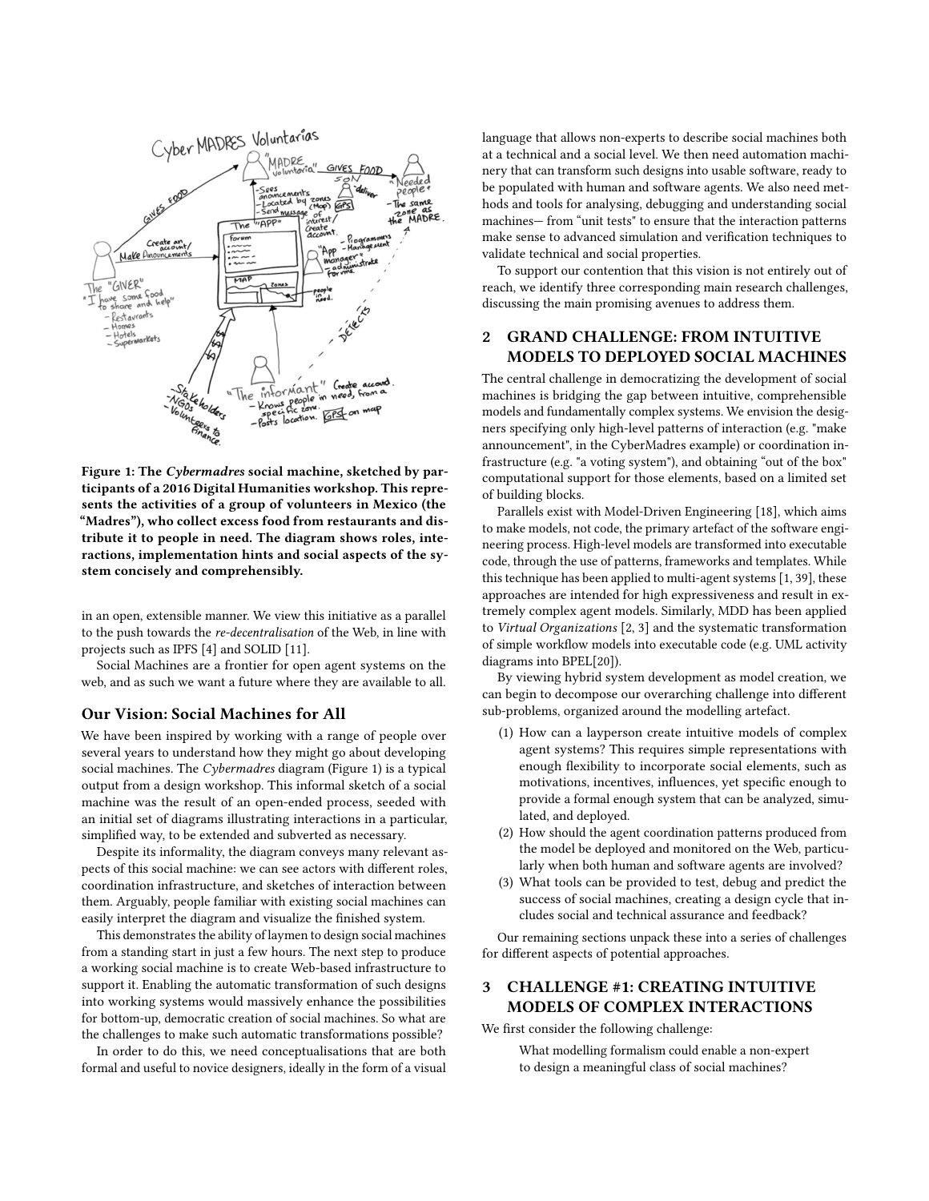Figure 1: The *Cybermadres* social machine, sketched by participants of a 2016 Digital Humanities workshop. This represents the activities of a group of volunteers in Mexico (the “Madres”), who collect excess food from restaurants and distribute it to people in need. The diagram shows roles, interactions, implementation hints and social aspects of the system concisely and comprehensibly.

in an open, extensible manner. We view this initiative as a parallel to the push towards the *re-decentralisation* of the Web, in line with projects such as IPFS [4] and SOLID [11].

Social Machines are a frontier for open agent systems on the web, and as such we want a future where they are available to all.

### Our Vision: Social Machines for All

We have been inspired by working with a range of people over several years to understand how they might go about developing social machines. The *Cybermadres* diagram (Figure 1) is a typical output from a design workshop. This informal sketch of a social machine was the result of an open-ended process, seeded with an initial set of diagrams illustrating interactions in a particular, simplified way, to be extended and subverted as necessary.

Despite its informality, the diagram conveys many relevant aspects of this social machine: we can see actors with different roles, coordination infrastructure, and sketches of interaction between them. Arguably, people familiar with existing social machines can easily interpret the diagram and visualize the finished system.

This demonstrates the ability of laymen to design social machines from a standing start in just a few hours. The next step to produce a working social machine is to create Web-based infrastructure to support it. Enabling the automatic transformation of such designs into working systems would massively enhance the possibilities for bottom-up, democratic creation of social machines. So what are the challenges to make such automatic transformations possible?

In order to do this, we need conceptualisations that are both formal and useful to novice designers, ideally in the form of a visual language that allows non-experts to describe social machines both at a technical and a social level. We then need automation machinery that can transform such designs into usable software, ready to be populated with human and software agents. We also need methods and tools for analysing, debugging and understanding social machines— from “unit tests" to ensure that the interaction patterns make sense to advanced simulation and verification techniques to validate technical and social properties.

To support our contention that this vision is not entirely out of reach, we identify three corresponding main research challenges, discussing the main promising avenues to address them.

## 2 GRAND CHALLENGE: FROM INTUITIVE MODELS TO DEPLOYED SOCIAL MACHINES

The central challenge in democratizing the development of social machines is bridging the gap between intuitive, comprehensible models and fundamentally complex systems. We envision the designers specifying only high-level patterns of interaction (e.g. "make announcement", in the CyberMadres example) or coordination infrastructure (e.g. "a voting system"), and obtaining “out of the box" computational support for those elements, based on a limited set of building blocks.

Parallels exist with Model-Driven Engineering [18], which aims to make models, not code, the primary artefact of the software engineering process. High-level models are transformed into executable code, through the use of patterns, frameworks and templates. While this technique has been applied to multi-agent systems [1, 39], these approaches are intended for high expressiveness and result in extremely complex agent models. Similarly, MDD has been applied to *Virtual Organizations* [2, 3] and the systematic transformation of simple workflow models into executable code (e.g. UML activity diagrams into BPEL[20]).

By viewing hybrid system development as model creation, we can begin to decompose our overarching challenge into different sub-problems, organized around the modelling artefact.

1. How can a layperson create intuitive models of complex agent systems? This requires simple representations with enough flexibility to incorporate social elements, such as motivations, incentives, influences, yet specific enough to provide a formal enough system that can be analyzed, simulated, and deployed.
2. How should the agent coordination patterns produced from the model be deployed and monitored on the Web, particularly when both human and software agents are involved?
3. What tools can be provided to test, debug and predict the success of social machines, creating a design cycle that includes social and technical assurance and feedback?

Our remaining sections unpack these into a series of challenges for different aspects of potential approaches.

## 3 CHALLENGE #1: CREATING INTUITIVE MODELS OF COMPLEX INTERACTIONS

We first consider the following challenge:

> What modelling formalism could enable a non-expert to design a meaningful class of social machines?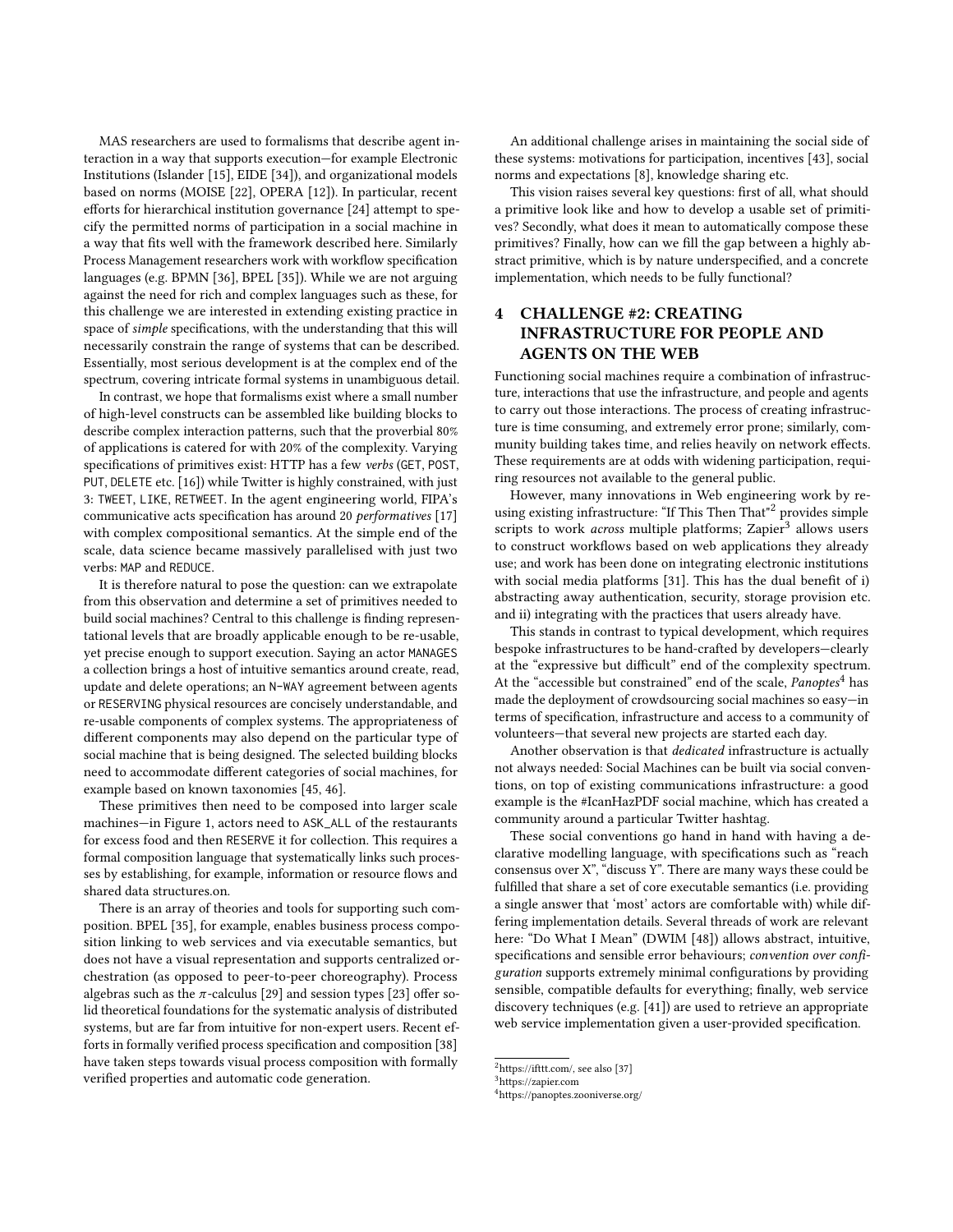MAS researchers are used to formalisms that describe agent interaction in a way that supports execution—for example Electronic Institutions (Islander [15], EIDE [34]), and organizational models based on norms (MOISE [22], OPERA [12]). In particular, recent efforts for hierarchical institution governance [24] attempt to specify the permitted norms of participation in a social machine in a way that fits well with the framework described here. Similarly Process Management researchers work with workflow specification languages (e.g. BPMN [36], BPEL [35]). While we are not arguing against the need for rich and complex languages such as these, for this challenge we are interested in extending existing practice in space of *simple* specifications, with the understanding that this will necessarily constrain the range of systems that can be described. Essentially, most serious development is at the complex end of the spectrum, covering intricate formal systems in unambiguous detail.

In contrast, we hope that formalisms exist where a small number of high-level constructs can be assembled like building blocks to describe complex interaction patterns, such that the proverbial 80% of applications is catered for with 20% of the complexity. Varying specifications of primitives exist: HTTP has a few *verbs* (GET, POST, PUT, DELETE etc. [16]) while Twitter is highly constrained, with just 3: TWEET, LIKE, RETWEET. In the agent engineering world, FIPA's communicative acts specification has around 20 *performatives* [17] with complex compositional semantics. At the simple end of the scale, data science became massively parallelised with just two verbs: MAP and REDUCE.

It is therefore natural to pose the question: can we extrapolate from this observation and determine a set of primitives needed to build social machines? Central to this challenge is finding representational levels that are broadly applicable enough to be re-usable, yet precise enough to support execution. Saying an actor MANAGES a collection brings a host of intuitive semantics around create, read, update and delete operations; an N-WAY agreement between agents or RESERVING physical resources are concisely understandable, and re-usable components of complex systems. The appropriateness of different components may also depend on the particular type of social machine that is being designed. The selected building blocks need to accommodate different categories of social machines, for example based on known taxonomies [45, 46].

These primitives then need to be composed into larger scale machines—in Figure 1, actors need to ASK_ALL of the restaurants for excess food and then RESERVE it for collection. This requires a formal composition language that systematically links such processes by establishing, for example, information or resource flows and shared data structures.on.

There is an array of theories and tools for supporting such composition. BPEL [35], for example, enables business process composition linking to web services and via executable semantics, but does not have a visual representation and supports centralized orchestration (as opposed to peer-to-peer choreography). Process algebras such as the $\pi$-calculus [29] and session types [23] offer solid theoretical foundations for the systematic analysis of distributed systems, but are far from intuitive for non-expert users. Recent efforts in formally verified process specification and composition [38] have taken steps towards visual process composition with formally verified properties and automatic code generation.

An additional challenge arises in maintaining the social side of these systems: motivations for participation, incentives [43], social norms and expectations [8], knowledge sharing etc.

This vision raises several key questions: first of all, what should a primitive look like and how to develop a usable set of primitives? Secondly, what does it mean to automatically compose these primitives? Finally, how can we fill the gap between a highly abstract primitive, which is by nature underspecified, and a concrete implementation, which needs to be fully functional?

# 4 CHALLENGE #2: CREATING INFRASTRUCTURE FOR PEOPLE AND AGENTS ON THE WEB

Functioning social machines require a combination of infrastructure, interactions that use the infrastructure, and people and agents to carry out those interactions. The process of creating infrastructure is time consuming, and extremely error prone; similarly, community building takes time, and relies heavily on network effects. These requirements are at odds with widening participation, requiring resources not available to the general public.

However, many innovations in Web engineering work by re-using existing infrastructure: "If This Then That"[2] provides simple scripts to work *across* multiple platforms; Zapier[3] allows users to construct workflows based on web applications they already use; and work has been done on integrating electronic institutions with social media platforms [31]. This has the dual benefit of i) abstracting away authentication, security, storage provision etc. and ii) integrating with the practices that users already have.

This stands in contrast to typical development, which requires bespoke infrastructures to be hand-crafted by developers—clearly at the "expressive but difficult" end of the complexity spectrum. At the "accessible but constrained" end of the scale, *Panoptes*[4] has made the deployment of crowdsourcing social machines so easy—in terms of specification, infrastructure and access to a community of volunteers—that several new projects are started each day.

Another observation is that *dedicated* infrastructure is actually not always needed: Social Machines can be built via social conventions, on top of existing communications infrastructure: a good example is the #IcanHazPDF social machine, which has created a community around a particular Twitter hashtag.

These social conventions go hand in hand with having a declarative modelling language, with specifications such as "reach consensus over X", "discuss Y". There are many ways these could be fulfilled that share a set of core executable semantics (i.e. providing a single answer that 'most' actors are comfortable with) while differing implementation details. Several threads of work are relevant here: "Do What I Mean" (DWIM [48]) allows abstract, intuitive, specifications and sensible error behaviours; *convention over configuration* supports extremely minimal configurations by providing sensible, compatible defaults for everything; finally, web service discovery techniques (e.g. [41]) are used to retrieve an appropriate web service implementation given a user-provided specification.

[2] https://ifttt.com/, see also [37]

[3] https://zapier.com

[4] https://panoptes.zooniverse.org/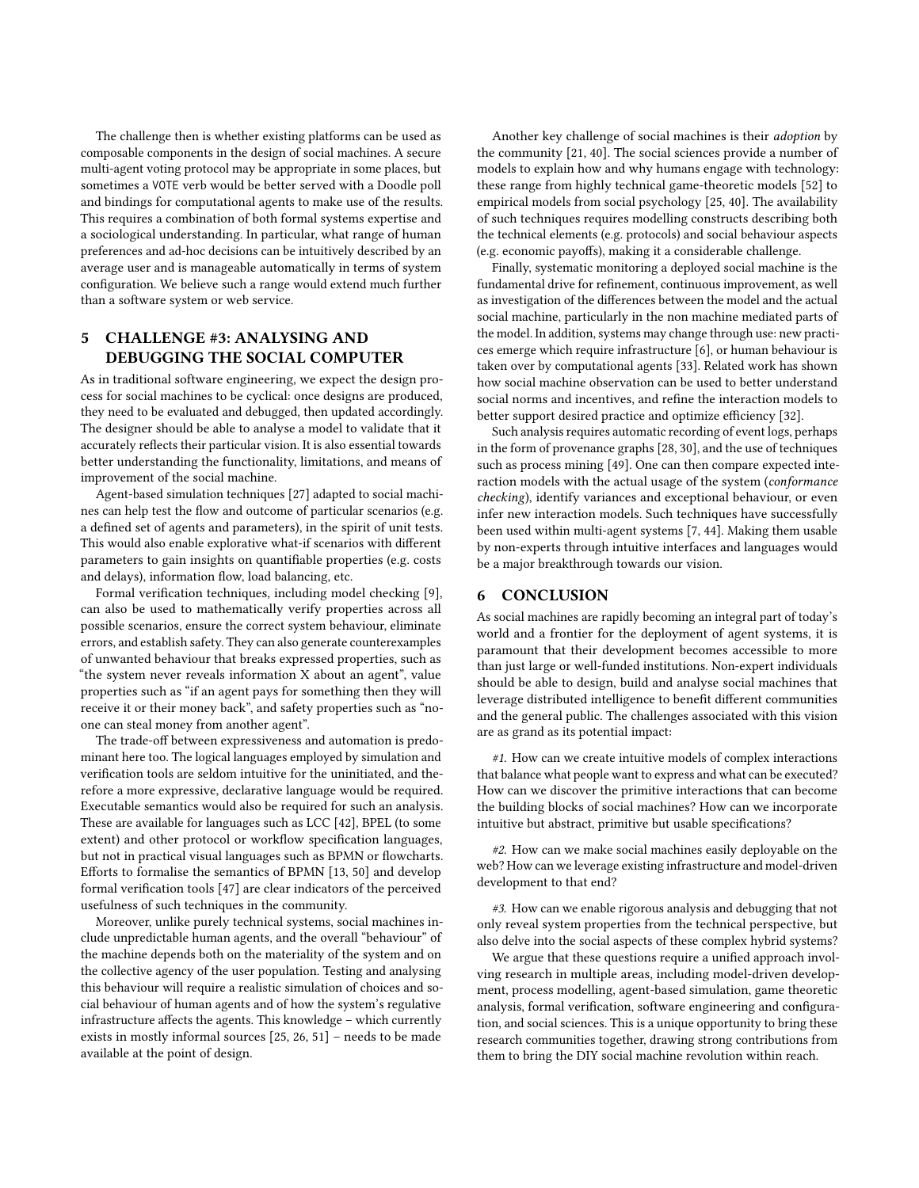The challenge then is whether existing platforms can be used as composable components in the design of social machines. A secure multi-agent voting protocol may be appropriate in some places, but sometimes a VOTE verb would be better served with a Doodle poll and bindings for computational agents to make use of the results. This requires a combination of both formal systems expertise and a sociological understanding. In particular, what range of human preferences and ad-hoc decisions can be intuitively described by an average user and is manageable automatically in terms of system configuration. We believe such a range would extend much further than a software system or web service.

## 5 CHALLENGE #3: ANALYSING AND DEBUGGING THE SOCIAL COMPUTER

As in traditional software engineering, we expect the design process for social machines to be cyclical: once designs are produced, they need to be evaluated and debugged, then updated accordingly. The designer should be able to analyse a model to validate that it accurately reflects their particular vision. It is also essential towards better understanding the functionality, limitations, and means of improvement of the social machine.

Agent-based simulation techniques [27] adapted to social machines can help test the flow and outcome of particular scenarios (e.g. a defined set of agents and parameters), in the spirit of unit tests. This would also enable explorative what-if scenarios with different parameters to gain insights on quantifiable properties (e.g. costs and delays), information flow, load balancing, etc.

Formal verification techniques, including model checking [9], can also be used to mathematically verify properties across all possible scenarios, ensure the correct system behaviour, eliminate errors, and establish safety. They can also generate counterexamples of unwanted behaviour that breaks expressed properties, such as "the system never reveals information X about an agent", value properties such as "if an agent pays for something then they will receive it or their money back", and safety properties such as "no-one can steal money from another agent".

The trade-off between expressiveness and automation is predominant here too. The logical languages employed by simulation and verification tools are seldom intuitive for the uninitiated, and therefore a more expressive, declarative language would be required. Executable semantics would also be required for such an analysis. These are available for languages such as LCC [42], BPEL (to some extent) and other protocol or workflow specification languages, but not in practical visual languages such as BPMN or flowcharts. Efforts to formalise the semantics of BPMN [13, 50] and develop formal verification tools [47] are clear indicators of the perceived usefulness of such techniques in the community.

Moreover, unlike purely technical systems, social machines include unpredictable human agents, and the overall "behaviour" of the machine depends both on the materiality of the system and on the collective agency of the user population. Testing and analysing this behaviour will require a realistic simulation of choices and social behaviour of human agents and of how the system's regulative infrastructure affects the agents. This knowledge – which currently exists in mostly informal sources [25, 26, 51] – needs to be made available at the point of design.

Another key challenge of social machines is their *adoption* by the community [21, 40]. The social sciences provide a number of models to explain how and why humans engage with technology: these range from highly technical game-theoretic models [52] to empirical models from social psychology [25, 40]. The availability of such techniques requires modelling constructs describing both the technical elements (e.g. protocols) and social behaviour aspects (e.g. economic payoffs), making it a considerable challenge.

Finally, systematic monitoring a deployed social machine is the fundamental drive for refinement, continuous improvement, as well as investigation of the differences between the model and the actual social machine, particularly in the non machine mediated parts of the model. In addition, systems may change through use: new practices emerge which require infrastructure [6], or human behaviour is taken over by computational agents [33]. Related work has shown how social machine observation can be used to better understand social norms and incentives, and refine the interaction models to better support desired practice and optimize efficiency [32].

Such analysis requires automatic recording of event logs, perhaps in the form of provenance graphs [28, 30], and the use of techniques such as process mining [49]. One can then compare expected interaction models with the actual usage of the system (*conformance checking*), identify variances and exceptional behaviour, or even infer new interaction models. Such techniques have successfully been used within multi-agent systems [7, 44]. Making them usable by non-experts through intuitive interfaces and languages would be a major breakthrough towards our vision.

## 6 CONCLUSION

As social machines are rapidly becoming an integral part of today's world and a frontier for the deployment of agent systems, it is paramount that their development becomes accessible to more than just large or well-funded institutions. Non-expert individuals should be able to design, build and analyse social machines that leverage distributed intelligence to benefit different communities and the general public. The challenges associated with this vision are as grand as its potential impact:

*#1.* How can we create intuitive models of complex interactions that balance what people want to express and what can be executed? How can we discover the primitive interactions that can become the building blocks of social machines? How can we incorporate intuitive but abstract, primitive but usable specifications?

*#2.* How can we make social machines easily deployable on the web? How can we leverage existing infrastructure and model-driven development to that end?

*#3.* How can we enable rigorous analysis and debugging that not only reveal system properties from the technical perspective, but also delve into the social aspects of these complex hybrid systems?

We argue that these questions require a unified approach involving research in multiple areas, including model-driven development, process modelling, agent-based simulation, game theoretic analysis, formal verification, software engineering and configuration, and social sciences. This is a unique opportunity to bring these research communities together, drawing strong contributions from them to bring the DIY social machine revolution within reach.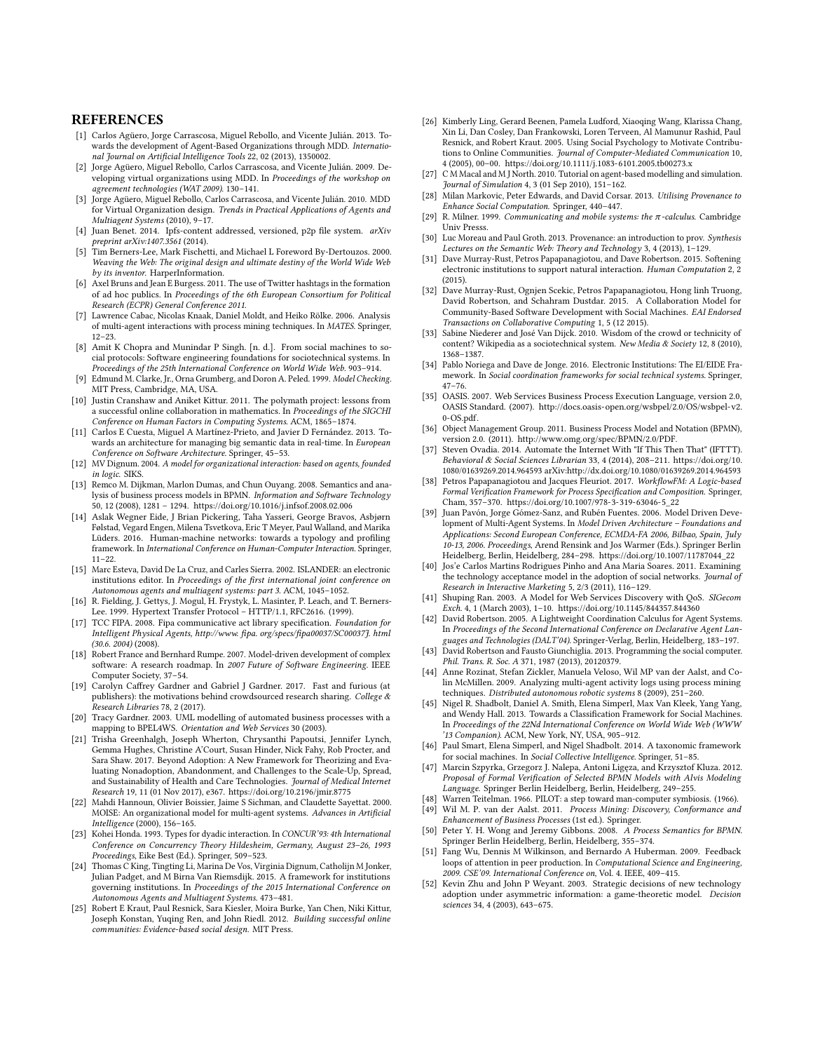# REFERENCES

[1] Carlos Agüero, Jorge Carrascosa, Miguel Rebollo, and Vicente Julián. 2013. Towards the development of Agent-Based Organizations through MDD. *International Journal on Artificial Intelligence Tools* 22, 02 (2013), 1350002.

[2] Jorge Agüero, Miguel Rebollo, Carlos Carrascosa, and Vicente Julián. 2009. Developing virtual organizations using MDD. In *Proceedings of the workshop on agreement technologies (WAT 2009)*. 130–141.

[3] Jorge Agüero, Miguel Rebollo, Carlos Carrascosa, and Vicente Julián. 2010. MDD for Virtual Organization design. *Trends in Practical Applications of Agents and Multiagent Systems* (2010), 9–17.

[4] Juan Benet. 2014. Ipfs-content addressed, versioned, p2p file system. *arXiv preprint arXiv:1407.3561* (2014).

[5] Tim Berners-Lee, Mark Fischetti, and Michael L Foreword By-Dertouzos. 2000. *Weaving the Web: The original design and ultimate destiny of the World Wide Web by its inventor.* HarperInformation.

[6] Axel Bruns and Jean E Burgess. 2011. The use of Twitter hashtags in the formation of ad hoc publics. In *Proceedings of the 6th European Consortium for Political Research (ECPR) General Conference 2011.*

[7] Lawrence Cabac, Nicolas Knaak, Daniel Moldt, and Heiko Rölke. 2006. Analysis of multi-agent interactions with process mining techniques. In *MATES*. Springer, 12–23.

[8] Amit K Chopra and Munindar P Singh. [n. d.]. From social machines to social protocols: Software engineering foundations for sociotechnical systems. In *Proceedings of the 25th International Conference on World Wide Web*. 903–914.

[9] Edmund M. Clarke, Jr., Orna Grumberg, and Doron A. Peled. 1999. *Model Checking.* MIT Press, Cambridge, MA, USA.

[10] Justin Cranshaw and Aniket Kittur. 2011. The polymath project: lessons from a successful online collaboration in mathematics. In *Proceedings of the SIGCHI Conference on Human Factors in Computing Systems*. ACM, 1865–1874.

[11] Carlos E Cuesta, Miguel A Martínez-Prieto, and Javier D Fernández. 2013. Towards an architecture for managing big semantic data in real-time. In *European Conference on Software Architecture*. Springer, 45–53.

[12] MV Dignum. 2004. *A model for organizational interaction: based on agents, founded in logic.* SIKS.

[13] Remco M. Dijkman, Marlon Dumas, and Chun Ouyang. 2008. Semantics and analysis of business process models in BPMN. *Information and Software Technology* 50, 12 (2008), 1281 – 1294. https://doi.org/10.1016/j.infsof.2008.02.006

[14] Aslak Wegner Eide, J Brian Pickering, Taha Yasseri, George Bravos, Asbjørn Følstad, Vegard Engen, Milena Tsvetkova, Eric T Meyer, Paul Walland, and Marika Lüders. 2016. Human-machine networks: towards a typology and profiling framework. In *International Conference on Human-Computer Interaction*. Springer, 11–22.

[15] Marc Esteva, David De La Cruz, and Carles Sierra. 2002. ISLANDER: an electronic institutions editor. In *Proceedings of the first international joint conference on Autonomous agents and multiagent systems: part 3.* ACM, 1045–1052.

[16] R. Fielding, J. Gettys, J. Mogul, H. Frystyk, L. Masinter, P. Leach, and T. Berners-Lee. 1999. Hypertext Transfer Protocol – HTTP/1.1, RFC2616. (1999).

[17] TCC FIPA. 2008. Fipa communicative act library specification. *Foundation for Intelligent Physical Agents, http://www. fipa. org/specs/fipa00037/SC00037J. html (30.6. 2004)* (2008).

[18] Robert France and Bernhard Rumpe. 2007. Model-driven development of complex software: A research roadmap. In *2007 Future of Software Engineering*. IEEE Computer Society, 37–54.

[19] Carolyn Caffrey Gardner and Gabriel J Gardner. 2017. Fast and furious (at publishers): the motivations behind crowdsourced research sharing. *College & Research Libraries* 78, 2 (2017).

[20] Tracy Gardner. 2003. UML modelling of automated business processes with a mapping to BPEL4WS. *Orientation and Web Services* 30 (2003).

[21] Trisha Greenhalgh, Joseph Wherton, Chrysanthi Papoutsi, Jennifer Lynch, Gemma Hughes, Christine A'Court, Susan Hinder, Nick Fahy, Rob Procter, and Sara Shaw. 2017. Beyond Adoption: A New Framework for Theorizing and Evaluating Nonadoption, Abandonment, and Challenges to the Scale-Up, Spread, and Sustainability of Health and Care Technologies. *Journal of Medical Internet Research* 19, 11 (01 Nov 2017), e367. https://doi.org/10.2196/jmir.8775

[22] Mahdi Hannoun, Olivier Boissier, Jaime S Sichman, and Claudette Sayettat. 2000. MOISE: An organizational model for multi-agent systems. *Advances in Artificial Intelligence* (2000), 156–165.

[23] Kohei Honda. 1993. Types for dyadic interaction. In *CONCUR'93: 4th International Conference on Concurrency Theory Hildesheim, Germany, August 23–26, 1993 Proceedings*, Eike Best (Ed.). Springer, 509–523.

[24] Thomas C King, Tingting Li, Marina De Vos, Virginia Dignum, Catholijn M Jonker, Julian Padget, and M Birna Van Riemsdijk. 2015. A framework for institutions governing institutions. In *Proceedings of the 2015 International Conference on Autonomous Agents and Multiagent Systems*. 473–481.

[25] Robert E Kraut, Paul Resnick, Sara Kiesler, Moira Burke, Yan Chen, Niki Kittur, Joseph Konstan, Yuqing Ren, and John Riedl. 2012. *Building successful online communities: Evidence-based social design.* MIT Press.

[26] Kimberly Ling, Gerard Beenen, Pamela Ludford, Xiaoqing Wang, Klarissa Chang, Xin Li, Dan Cosley, Dan Frankowski, Loren Terveen, Al Mamunur Rashid, Paul Resnick, and Robert Kraut. 2005. Using Social Psychology to Motivate Contributions to Online Communities. *Journal of Computer-Mediated Communication* 10, 4 (2005), 00–00. https://doi.org/10.1111/j.1083-6101.2005.tb00273.x

[27] C M Macal and M J North. 2010. Tutorial on agent-based modelling and simulation. *Journal of Simulation* 4, 3 (01 Sep 2010), 151–162.

[28] Milan Markovic, Peter Edwards, and David Corsar. 2013. *Utilising Provenance to Enhance Social Computation.* Springer, 440–447.

[29] R. Milner. 1999. *Communicating and mobile systems: the $\pi$-calculus.* Cambridge Univ Presss.

[30] Luc Moreau and Paul Groth. 2013. Provenance: an introduction to prov. *Synthesis Lectures on the Semantic Web: Theory and Technology* 3, 4 (2013), 1–129.

[31] Dave Murray-Rust, Petros Papapanagiotou, and Dave Robertson. 2015. Softening electronic institutions to support natural interaction. *Human Computation* 2, 2 (2015).

[32] Dave Murray-Rust, Ognjen Scekic, Petros Papapanagiotou, Hong linh Truong, David Robertson, and Schahram Dustdar. 2015. A Collaboration Model for Community-Based Software Development with Social Machines. *EAI Endorsed Transactions on Collaborative Computing* 1, 5 (12 2015).

[33] Sabine Niederer and José Van Dijck. 2010. Wisdom of the crowd or technicity of content? Wikipedia as a sociotechnical system. *New Media & Society* 12, 8 (2010), 1368–1387.

[34] Pablo Noriega and Dave de Jonge. 2016. Electronic Institutions: The EI/EIDE Framework. In *Social coordination frameworks for social technical systems*. Springer, 47–76.

[35] OASIS. 2007. Web Services Business Process Execution Language, version 2.0, OASIS Standard. (2007). http://docs.oasis-open.org/wsbpel/2.0/OS/wsbpel-v2.0-OS.pdf.

[36] Object Management Group. 2011. Business Process Model and Notation (BPMN), version 2.0. (2011). http://www.omg.org/spec/BPMN/2.0/PDF.

[37] Steven Ovadia. 2014. Automate the Internet With "If This Then That" (IFTTT). *Behavioral & Social Sciences Librarian* 33, 4 (2014), 208–211. https://doi.org/10.1080/01639269.2014.964593 arXiv:http://dx.doi.org/10.1080/01639269.2014.964593

[38] Petros Papapanagiotou and Jacques Fleuriot. 2017. *WorkflowFM: A Logic-based Formal Verification Framework for Process Specification and Composition.* Springer, Cham, 357–370. https://doi.org/10.1007/978-3-319-63046-5_22

[39] Juan Pavón, Jorge Gómez-Sanz, and Rubén Fuentes. 2006. Model Driven Development of Multi-Agent Systems. In *Model Driven Architecture – Foundations and Applications: Second European Conference, ECMDA-FA 2006, Bilbao, Spain, July 10-13, 2006. Proceedings*, Arend Rensink and Jos Warmer (Eds.). Springer Berlin Heidelberg, Berlin, Heidelberg, 284–298. https://doi.org/10.1007/11787044_22

[40] Jos'e Carlos Martins Rodrigues Pinho and Ana Maria Soares. 2011. Examining the technology acceptance model in the adoption of social networks. *Journal of Research in Interactive Marketing* 5, 2/3 (2011), 116–129.

[41] Shuping Ran. 2003. A Model for Web Services Discovery with QoS. *SIGecom Exch.* 4, 1 (March 2003), 1–10. https://doi.org/10.1145/844357.844360

[42] David Robertson. 2005. A Lightweight Coordination Calculus for Agent Systems. In *Proceedings of the Second International Conference on Declarative Agent Languages and Technologies (DALT'04)*. Springer-Verlag, Berlin, Heidelberg, 183–197.

[43] David Robertson and Fausto Giunchiglia. 2013. Programming the social computer. *Phil. Trans. R. Soc. A* 371, 1987 (2013), 20120379.

[44] Anne Rozinat, Stefan Zickler, Manuela Veloso, Wil MP van der Aalst, and Colin McMillen. 2009. Analyzing multi-agent activity logs using process mining techniques. *Distributed autonomous robotic systems* 8 (2009), 251–260.

[45] Nigel R. Shadbolt, Daniel A. Smith, Elena Simperl, Max Van Kleek, Yang Yang, and Wendy Hall. 2013. Towards a Classification Framework for Social Machines. In *Proceedings of the 22Nd International Conference on World Wide Web (WWW '13 Companion)*. ACM, New York, NY, USA, 905–912.

[46] Paul Smart, Elena Simperl, and Nigel Shadbolt. 2014. A taxonomic framework for social machines. In *Social Collective Intelligence*. Springer, 51–85.

[47] Marcin Szpyrka, Grzegorz J. Nalepa, Antoni Ligęza, and Krzysztof Kluza. 2012. *Proposal of Formal Verification of Selected BPMN Models with Alvis Modeling Language.* Springer Berlin Heidelberg, Berlin, Heidelberg, 249–255.

[48] Warren Teitelman. 1966. PILOT: a step toward man-computer symbiosis. (1966).

[49] Wil M. P. van der Aalst. 2011. *Process Mining: Discovery, Conformance and Enhancement of Business Processes* (1st ed.). Springer.

[50] Peter Y. H. Wong and Jeremy Gibbons. 2008. *A Process Semantics for BPMN.* Springer Berlin Heidelberg, Berlin, Heidelberg, 355–374.

[51] Fang Wu, Dennis M Wilkinson, and Bernardo A Huberman. 2009. Feedback loops of attention in peer production. In *Computational Science and Engineering, 2009. CSE'09. International Conference on*, Vol. 4. IEEE, 409–415.

[52] Kevin Zhu and John P Weyant. 2003. Strategic decisions of new technology adoption under asymmetric information: a game-theoretic model. *Decision sciences* 34, 4 (2003), 643–675.